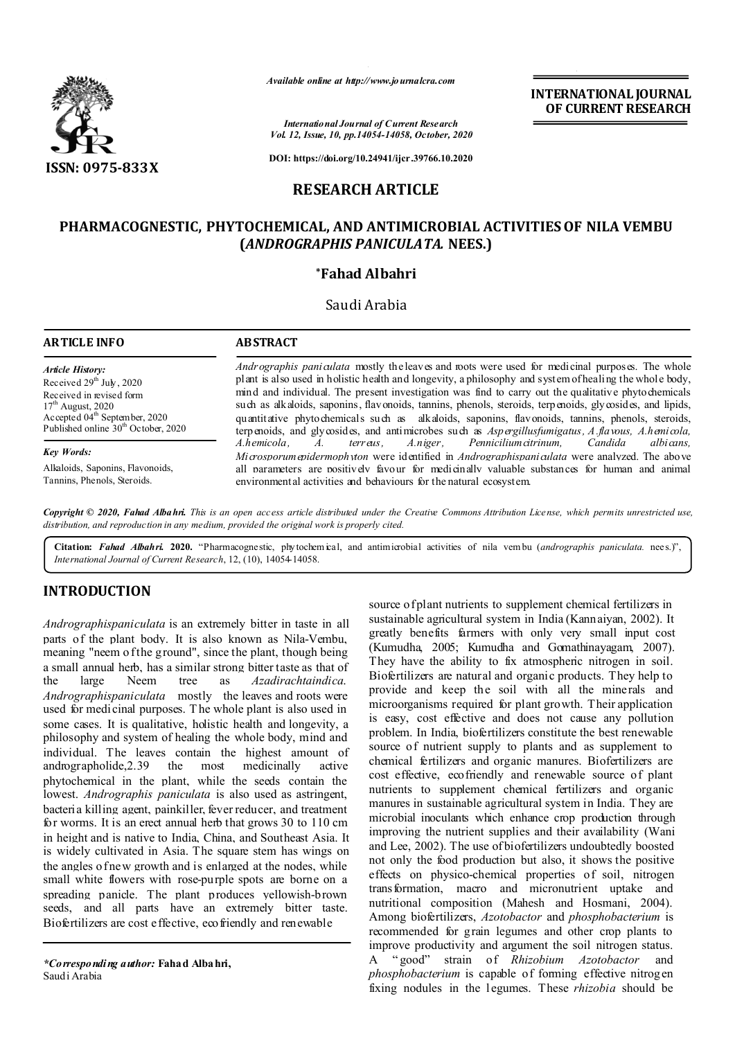Available online at http://www.journalcra.com

International Journal of Current Research
Vol. 12, Issue, 10, pp.14054-14058, October, 2020

DOI: https://doi.org/10.24941/ijcr.39766.10.2020

**INTERNATIONAL JOURNAL OF CURRENT RESEARCH**

ISSN: 0975-833X

## RESEARCH ARTICLE

# PHARMACOGNESTIC, PHYTOCHEMICAL, AND ANTIMICROBIAL ACTIVITIES OF NILA VEMBU (*ANDROGRAPHIS PANICULATA.* NEES.)

**\*Fahad Albahri**

Saudi Arabia

### ARTICLE INFO

*Article History:*
Received 29th July, 2020
Received in revised form
17th August, 2020
Accepted 04th September, 2020
Published online 30th October, 2020

*Key Words:*
Alkaloids, Saponins, Flavonoids, Tannins, Phenols, Steroids.

### ABSTRACT

*Andrographis paniculata* mostly the leaves and roots were used for medicinal purposes. The whole plant is also used in holistic health and longevity, a philosophy and system of healing the whole body, mind and individual. The present investigation was find to carry out the qualitative phytochemicals such as alkaloids, saponins, flavonoids, tannins, phenols, steroids, terpenoids, glycosides, and lipids, quantitative phytochemicals such as alkaloids, saponins, flavonoids, tannins, phenols, steroids, terpenoids, and glycosides, and antimicrobes such as *Aspergillusfumigatus*, *A.flavous*, *A.hemicola*, *A.hemicola*, *A. terreus*, *A.niger*, *Penniciliumcitrinum*, *Candida albicans*, *Microsporumepidermophyton* were identified in *Andrographispaniculata* were analyzed. The above all parameters are positively favour for medicinally valuable substances for human and animal environmental activities and behaviours for the natural ecosystem.

**Copyright © 2020, Fahad Albahri.** *This is an open access article distributed under the Creative Commons Attribution License, which permits unrestricted use, distribution, and reproduction in any medium, provided the original work is properly cited.*

**Citation:** ***Fahad Albahri.* 2020.** "Pharmacognestic, phytochemical, and antimicrobial activities of nila vembu (*andrographis paniculata.* nees.)", *International Journal of Current Research*, 12, (10), 14054-14058.

## INTRODUCTION

*Andrographispaniculata* is an extremely bitter in taste in all parts of the plant body. It is also known as Nila-Vembu, meaning "neem of the ground", since the plant, though being a small annual herb, has a similar strong bitter taste as that of the large Neem tree as *Azadirachtaindica. Andrographispaniculata* mostly the leaves and roots were used for medicinal purposes. The whole plant is also used in some cases. It is qualitative, holistic health and longevity, a philosophy and system of healing the whole body, mind and individual. The leaves contain the highest amount of andrographolide,2.39 the most medicinally active phytochemical in the plant, while the seeds contain the lowest. *Andrographis paniculata* is also used as astringent, bacteria killing agent, painkiller, fever reducer, and treatment for worms. It is an erect annual herb that grows 30 to 110 cm in height and is native to India, China, and Southeast Asia. It is widely cultivated in Asia. The square stem has wings on the angles of new growth and is enlarged at the nodes, while small white flowers with rose-purple spots are borne on a spreading panicle. The plant produces yellowish-brown seeds, and all parts have an extremely bitter taste. Biofertilizers are cost effective, ecofriendly and renewable source of plant nutrients to supplement chemical fertilizers in sustainable agricultural system in India (Kannaiyan, 2002). It greatly benefits farmers with only very small input cost (Kumudha, 2005; Kumudha and Gomathinayagam, 2007). They have the ability to fix atmospheric nitrogen in soil. Biofertilizers are natural and organic products. They help to provide and keep the soil with all the minerals and microorganisms required for plant growth. Their application is easy, cost effective and does not cause any pollution problem. In India, biofertilizers constitute the best renewable source of nutrient supply to plants and as supplement to chemical fertilizers and organic manures. Biofertilizers are cost effective, ecofriendly and renewable source of plant nutrients to supplement chemical fertilizers and organic manures in sustainable agricultural system in India. They are microbial inoculants which enhance crop production through improving the nutrient supplies and their availability (Wani and Lee, 2002). The use of biofertilizers undoubtedly boosted not only the food production but also, it shows the positive effects on physico-chemical properties of soil, nitrogen transformation, macro and micronutrient uptake and nutritional composition (Mahesh and Hosmani, 2004). Among biofertilizers, *Azotobacter* and *phosphobacterium* is recommended for grain legumes and other crop plants to improve productivity and argument the soil nitrogen status. A "good" strain of *Rhizobium Azotobacter* and *phosphobacterium* is capable of forming effective nitrogen fixing nodules in the legumes. These *rhizobia* should be

*\*Corresponding author:* **Fahad Albahri,**
Saudi Arabia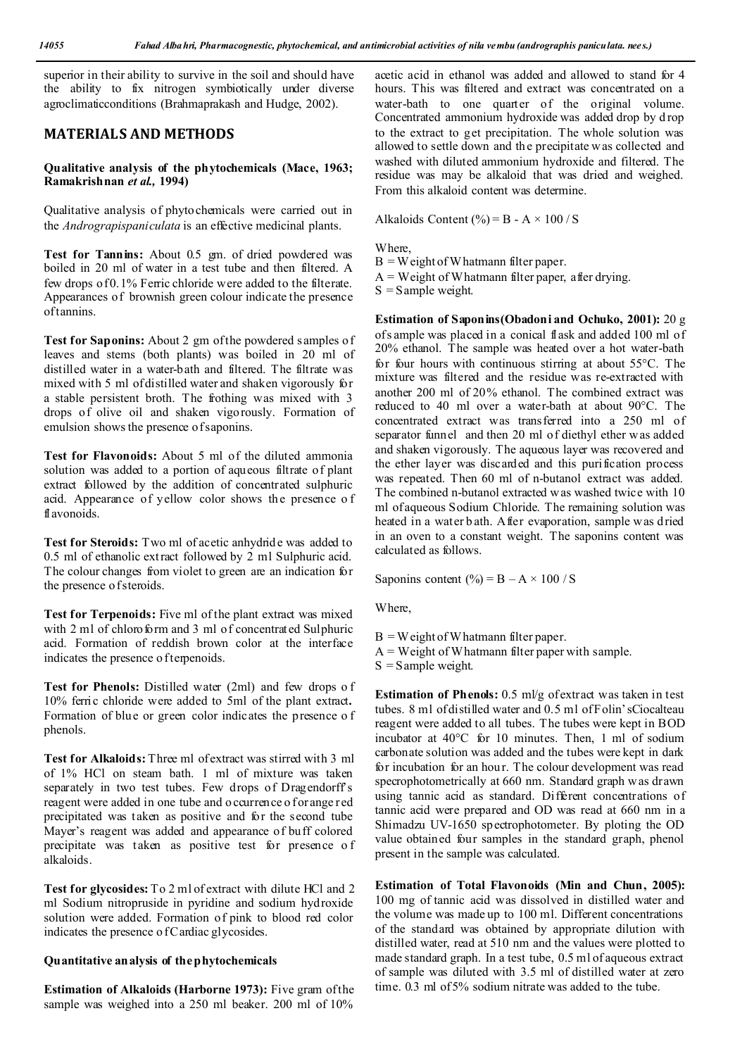superior in their ability to survive in the soil and should have the ability to fix nitrogen symbiotically under diverse agroclimaticconditions (Brahmaprakash and Hudge, 2002).

## MATERIALS AND METHODS

### Qualitative analysis of the phytochemicals (Mace, 1963; Ramakrishnan *et al.,* 1994)

Qualitative analysis of phytochemicals were carried out in the *Andrograpispaniculata* is an effective medicinal plants.

**Test for Tannins:** About 0.5 gm. of dried powdered was boiled in 20 ml of water in a test tube and then filtered. A few drops of 0.1% Ferric chloride were added to the filterate. Appearances of brownish green colour indicate the presence of tannins.

**Test for Saponins:** About 2 gm of the powdered samples of leaves and stems (both plants) was boiled in 20 ml of distilled water in a water-bath and filtered. The filtrate was mixed with 5 ml of distilled water and shaken vigorously for a stable persistent broth. The frothing was mixed with 3 drops of olive oil and shaken vigorously. Formation of emulsion shows the presence of saponins.

**Test for Flavonoids:** About 5 ml of the diluted ammonia solution was added to a portion of aqueous filtrate of plant extract followed by the addition of concentrated sulphuric acid. Appearance of yellow color shows the presence of flavonoids.

**Test for Steroids:** Two ml of acetic anhydride was added to 0.5 ml of ethanolic extract followed by 2 ml Sulphuric acid. The colour changes from violet to green are an indication for the presence of steroids.

**Test for Terpenoids:** Five ml of the plant extract was mixed with 2 ml of chloroform and 3 ml of concentrated Sulphuric acid. Formation of reddish brown color at the interface indicates the presence of terpenoids.

**Test for Phenols:** Distilled water (2ml) and few drops of 10% ferric chloride were added to 5ml of the plant extract**.** Formation of blue or green color indicates the presence of phenols.

**Test for Alkaloids:** Three ml of extract was stirred with 3 ml of 1% HCl on steam bath. 1 ml of mixture was taken separately in two test tubes. Few drops of Dragendorff's reagent were added in one tube and occurrence of orange red precipitated was taken as positive and for the second tube Mayer's reagent was added and appearance of buff colored precipitate was taken as positive test for presence of alkaloids.

**Test for glycosides:** To 2 ml of extract with dilute HCl and 2 ml Sodium nitropruside in pyridine and sodium hydroxide solution were added. Formation of pink to blood red color indicates the presence of Cardiac glycosides.

### Quantitative analysis of the phytochemicals

**Estimation of Alkaloids (Harborne 1973):** Five gram of the sample was weighed into a 250 ml beaker. 200 ml of 10% acetic acid in ethanol was added and allowed to stand for 4 hours. This was filtered and extract was concentrated on a water-bath to one quarter of the original volume. Concentrated ammonium hydroxide was added drop by drop to the extract to get precipitation. The whole solution was allowed to settle down and the precipitate was collected and washed with diluted ammonium hydroxide and filtered. The residue was may be alkaloid that was dried and weighed. From this alkaloid content was determine.

Alkaloids Content (%) = B - A × 100 / S

Where,
B = Weight of Whatmann filter paper.
A = Weight of Whatmann filter paper, after drying.
S = Sample weight.

**Estimation of Saponins(Obadoni and Ochuko, 2001):** 20 g of sample was placed in a conical flask and added 100 ml of 20% ethanol. The sample was heated over a hot water-bath for four hours with continuous stirring at about 55°C. The mixture was filtered and the residue was re-extracted with another 200 ml of 20% ethanol. The combined extract was reduced to 40 ml over a water-bath at about 90°C. The concentrated extract was transferred into a 250 ml of separator funnel and then 20 ml of diethyl ether was added and shaken vigorously. The aqueous layer was recovered and the ether layer was discarded and this purification process was repeated. Then 60 ml of n-butanol extract was added. The combined n-butanol extracted was washed twice with 10 ml of aqueous Sodium Chloride. The remaining solution was heated in a water bath. After evaporation, sample was dried in an oven to a constant weight. The saponins content was calculated as follows.

Saponins content (%) = B – A × 100 / S

Where,

B = Weight of Whatmann filter paper.
A = Weight of Whatmann filter paper with sample.
S = Sample weight.

**Estimation of Phenols:** 0.5 ml/g of extract was taken in test tubes. 8 ml of distilled water and 0.5 ml of Folin' sCiocalteau reagent were added to all tubes. The tubes were kept in BOD incubator at 40°C for 10 minutes. Then, 1 ml of sodium carbonate solution was added and the tubes were kept in dark for incubation for an hour. The colour development was read specrophotometrically at 660 nm. Standard graph was drawn using tannic acid as standard. Different concentrations of tannic acid were prepared and OD was read at 660 nm in a Shimadzu UV-1650 spectrophotometer. By ploting the OD value obtained four samples in the standard graph, phenol present in the sample was calculated.

**Estimation of Total Flavonoids (Min and Chun, 2005):** 100 mg of tannic acid was dissolved in distilled water and the volume was made up to 100 ml. Different concentrations of the standard was obtained by appropriate dilution with distilled water, read at 510 nm and the values were plotted to made standard graph. In a test tube, 0.5 ml of aqueous extract of sample was diluted with 3.5 ml of distilled water at zero time. 0.3 ml of 5% sodium nitrate was added to the tube.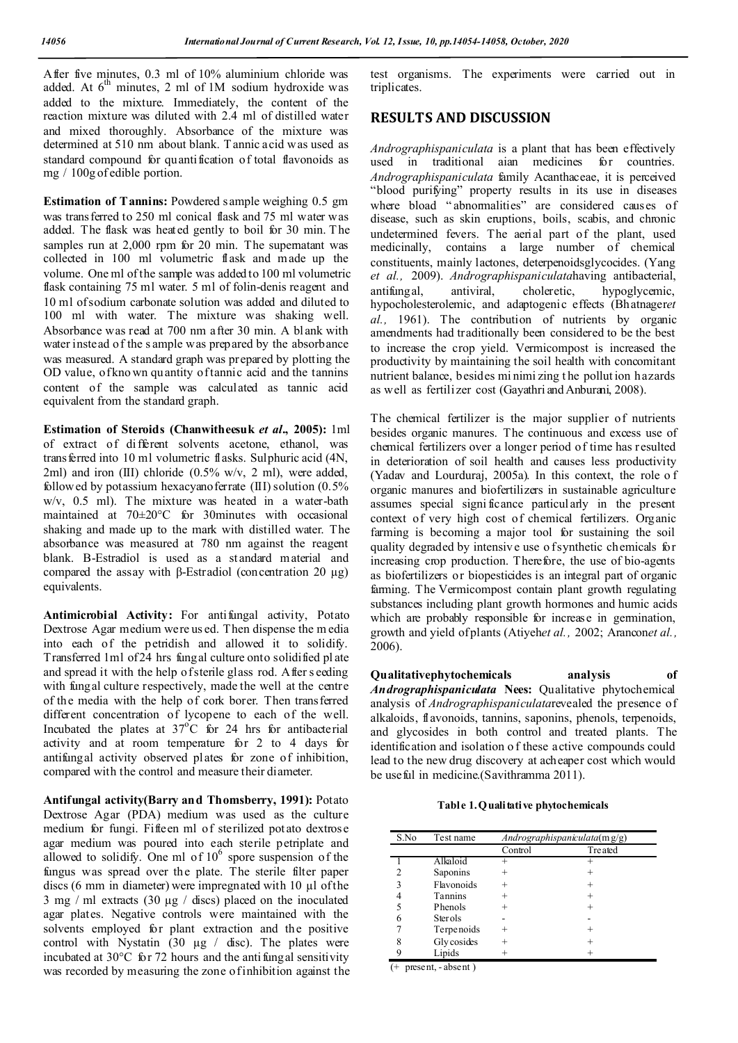After five minutes, 0.3 ml of 10% aluminium chloride was added. At $6^{th}$ minutes, 2 ml of 1M sodium hydroxide was added to the mixture. Immediately, the content of the reaction mixture was diluted with 2.4 ml of distilled water and mixed thoroughly. Absorbance of the mixture was determined at 510 nm about blank. Tannic acid was used as standard compound for quantification of total flavonoids as mg / 100g of edible portion.

**Estimation of Tannins:** Powdered sample weighing 0.5 gm was transferred to 250 ml conical flask and 75 ml water was added. The flask was heated gently to boil for 30 min. The samples run at 2,000 rpm for 20 min. The supernatant was collected in 100 ml volumetric flask and made up the volume. One ml of the sample was added to 100 ml volumetric flask containing 75 ml water. 5 ml of folin-denis reagent and 10 ml of sodium carbonate solution was added and diluted to 100 ml with water. The mixture was shaking well. Absorbance was read at 700 nm after 30 min. A blank with water instead of the sample was prepared by the absorbance was measured. A standard graph was prepared by plotting the OD value, of known quantity of tannic acid and the tannins content of the sample was calculated as tannic acid equivalent from the standard graph.

**Estimation of Steroids (Chanwitheesuk *et al***., **2005):** 1ml of extract of different solvents acetone, ethanol, was transferred into 10 ml volumetric flasks. Sulphuric acid (4N, 2ml) and iron (III) chloride (0.5% w/v, 2 ml), were added, followed by potassium hexacyanoferrate (III) solution (0.5% w/v, 0.5 ml). The mixture was heated in a water-bath maintained at 70±20°C for 30minutes with occasional shaking and made up to the mark with distilled water. The absorbance was measured at 780 nm against the reagent blank. Β-Estradiol is used as a standard material and compared the assay with β-Estradiol (concentration 20 µg) equivalents.

**Antimicrobial Activity:** For antifungal activity, Potato Dextrose Agar medium were used. Then dispense the media into each of the petridish and allowed it to solidify. Transferred 1ml of 24 hrs fungal culture onto solidified plate and spread it with the help of sterile glass rod. After seeding with fungal culture respectively, made the well at the centre of the media with the help of cork borer. Then transferred different concentration of lycopene to each of the well. Incubated the plates at $37^{o}C$ for 24 hrs for antibacterial activity and at room temperature for 2 to 4 days for antifungal activity observed plates for zone of inhibition, compared with the control and measure their diameter.

**Antifungal activity(Barry and Thomsberry, 1991):** Potato Dextrose Agar (PDA) medium was used as the culture medium for fungi. Fifteen ml of sterilized potato dextrose agar medium was poured into each sterile petriplate and allowed to solidify. One ml of $10^{6}$ spore suspension of the fungus was spread over the plate. The sterile filter paper discs (6 mm in diameter) were impregnated with 10 µl of the 3 mg / ml extracts (30 µg / discs) placed on the inoculated agar plates. Negative controls were maintained with the solvents employed for plant extraction and the positive control with Nystatin (30 µg / disc). The plates were incubated at 30°C for 72 hours and the antifungal sensitivity was recorded by measuring the zone of inhibition against the test organisms. The experiments were carried out in triplicates.

## RESULTS AND DISCUSSION

*Andrographispaniculata* is a plant that has been effectively used in traditional aian medicines for countries. *Andrographispaniculata* family Acanthaceae, it is perceived "blood purifying" property results in its use in diseases where bload "abnormalities" are considered causes of disease, such as skin eruptions, boils, scabis, and chronic undetermined fevers. The aerial part of the plant, used medicinally, contains a large number of chemical constituents, mainly lactones, deterpenoidsglycocides. (Yang *et al.,* 2009). *Andrographispaniculata*having antibacterial, antifungal, antiviral, choleretic, hypoglycemic, hypocholesterolemic, and adaptogenic effects (Bhatnager*et al.,* 1961). The contribution of nutrients by organic amendments had traditionally been considered to be the best to increase the crop yield. Vermicompost is increased the productivity by maintaining the soil health with concomitant nutrient balance, besides minimizing the pollution hazards as well as fertilizer cost (Gayathri and Anburani, 2008).

The chemical fertilizer is the major supplier of nutrients besides organic manures. The continuous and excess use of chemical fertilizers over a longer period of time has resulted in deterioration of soil health and causes less productivity (Yadav and Lourduraj, 2005a). In this context, the role of organic manures and biofertilizers in sustainable agriculture assumes special significance particularly in the present context of very high cost of chemical fertilizers. Organic farming is becoming a major tool for sustaining the soil quality degraded by intensive use of synthetic chemicals for increasing crop production. Therefore, the use of bio-agents as biofertilizers or biopesticides is an integral part of organic farming. The Vermicompost contain plant growth regulating substances including plant growth hormones and humic acids which are probably responsible for increase in germination, growth and yield of plants (Atiyeh*et al.,* 2002; Arancon*et al.,* 2006).

**Qualitativephytochemicals analysis of *Andrographispaniculata* Nees:** Qualitative phytochemical analysis of *Andrographispaniculata*revealed the presence of alkaloids, flavonoids, tannins, saponins, phenols, terpenoids, and glycosides in both control and treated plants. The identification and isolation of these active compounds could lead to the new drug discovery at acheaper cost which would be useful in medicine.(Savithramma 2011).

**Table 1.Qualitative phytochemicals**

| S.No | Test name | *Andrographispaniculata*(mg/g) | |
|---|---|---|---|
| | | Control | Treated |
| 1 | Alkaloid | + | + |
| 2 | Saponins | + | + |
| 3 | Flavonoids | + | + |
| 4 | Tannins | + | + |
| 5 | Phenols | + | + |
| 6 | Sterols | - | - |
| 7 | Terpenoids | + | + |
| 8 | Glycosides | + | + |
| 9 | Lipids | + | + |

(+ present, - absent )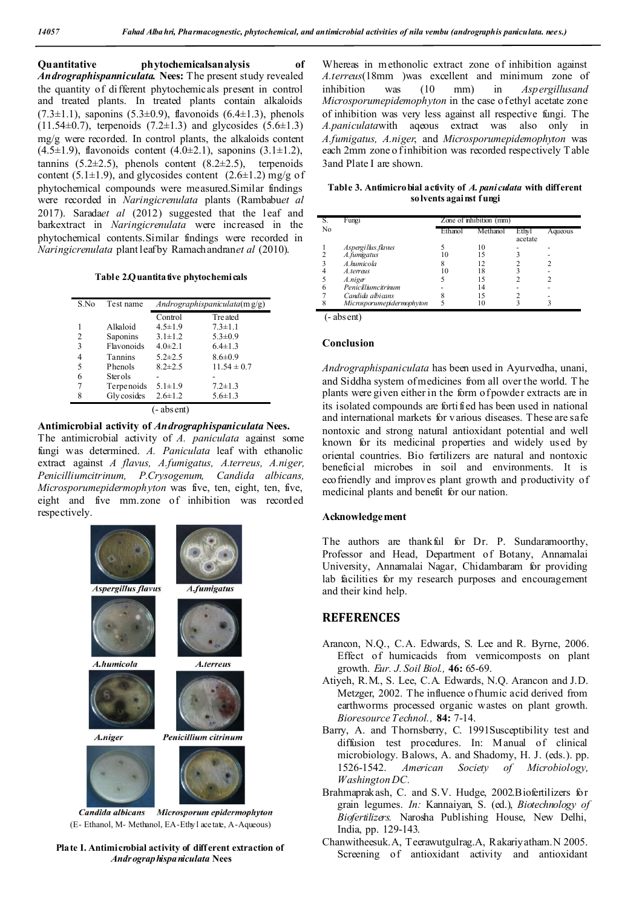**Quantitative phytochemicalsanalysis of *Andrographispanniculata.* Nees:** The present study revealed the quantity of different phytochemicals present in control and treated plants. In treated plants contain alkaloids (7.3±1.1), saponins (5.3±0.9), flavonoids (6.4±1.3), phenols (11.54±0.7), terpenoids (7.2±1.3) and glycosides (5.6±1.3) mg/g were recorded. In control plants, the alkaloids content (4.5±1.9), flavonoids content (4.0±2.1), saponins (3.1±1.2), tannins (5.2±2.5), phenols content (8.2±2.5), terpenoids content (5.1±1.9), and glycosides content (2.6±1.2) mg/g of phytochemical compounds were measured.Similar findings were recorded in *Naringicrenulata* plants (Rambabu*et al* 2017). Sarada*et al* (2012) suggested that the leaf and barkextract in *Naringicrenulata* were increased in the phytochemical contents.Similar findings were recorded in *Naringicrenulata* plant leaf by Ramachandran*et al* (2010).

**Table 2.Quantitative phytochemicals**

| S.No | Test name | *Andrographispaniculata*(mg/g) | |
|---|---|---|---|
| | | Control | Treated |
| 1 | Alkaloid | 4.5±1.9 | 7.3±1.1 |
| 2 | Saponins | 3.1±1.2 | 5.3±0.9 |
| 3 | Flavonoids | 4.0±2.1 | 6.4±1.3 |
| 4 | Tannins | 5.2±2.5 | 8.6±0.9 |
| 5 | Phenols | 8.2±2.5 | 11.54 ± 0.7 |
| 6 | Sterols | - | - |
| 7 | Terpenoids | 5.1±1.9 | 7.2±1.3 |
| 8 | Glycosides | 2.6±1.2 | 5.6±1.3 |

(- absent)

**Antimicrobial activity of *Andrographispaniculata* Nees.**

The antimicrobial activity of *A. paniculata* against some fungi was determined. *A. Paniculata* leaf with ethanolic extract against *A flavus, A.fumigatus, A.terreus, A.niger, Penicilliumcitrinum, P.Crysogenum, Candida albicans, Microsporumepidermophyton* was five, ten, eight, ten, five, eight and five mm.zone of inhibition was recorded respectively.

*Aspergillus flavus* *A.fumigatus* *A.humicola* *A.terreus* *A.niger* *Penicillium citrinum* *Candida albicans* *Microsporum epidermophyton*

(E- Ethanol, M- Methanol, EA-Ethyl acetate, A-Aqueous)

**Plate I. Antimicrobial activity of different extraction of *Andrographispaniculata* Nees**

Whereas in methonolic extract zone of inhibition against *A.terreus*(18mm )was excellent and minimum zone of inhibition was (10 mm) in *Aspergillusand Microsporumepidemophyton* in the case of ethyl acetate zone of inhibition was very less against all respective fungi. The *A.paniculata*with aqeous extract was also only in *A.fumigatus, A.niger,* and *Microsporumepidemophyton* was each 2mm zone of inhibition was recorded respectively Table 3and Plate I are shown.

**Table 3. Antimicrobial activity of *A. paniculata* with different solvents against fungi**

| S. No | Fungi | Zone of inhibition (mm) | | | |
|---|---|---|---|---|---|
| | | Ethanol | Methanol | Ethyl acetate | Aqueous |
| 1 | *Aspergillus.flavus* | 5 | 10 | - | - |
| 2 | *A.fumigatus* | 10 | 15 | 3 | - |
| 3 | *A.humicola* | 8 | 12 | 2 | 2 |
| 4 | *A.terreus* | 10 | 18 | 3 | - |
| 5 | *A.niger* | 5 | 15 | 2 | 2 |
| 6 | *Penicilliumcitrinum* | - | 14 | - | - |
| 7 | *Candida albicans* | 8 | 15 | 2 | - |
| 8 | *Microsporumepidermophyton* | 5 | 10 | 3 | 3 |

(- absent)

## Conclusion

*Andrographispaniculata* has been used in Ayurvedha, unani, and Siddha system of medicines from all over the world. The plants were given either in the form of powder extracts are in its isolated compounds are fortified has been used in national and international markets for various diseases. These are safe nontoxic and strong natural antioxidant potential and well known for its medicinal properties and widely used by oriental countries. Bio fertilizers are natural and nontoxic beneficial microbes in soil and environments. It is ecofriendly and improves plant growth and productivity of medicinal plants and benefit for our nation.

### Acknowledgement

The authors are thankful for Dr. P. Sundaramoorthy, Professor and Head, Department of Botany, Annamalai University, Annamalai Nagar, Chidambaram for providing lab facilities for my research purposes and encouragement and their kind help.

## REFERENCES

Arancon, N.Q., C.A. Edwards, S. Lee and R. Byrne, 2006. Effect of humicacids from vermicomposts on plant growth. *Eur. J. Soil Biol.,* **46:** 65-69.

Atiyeh, R.M., S. Lee, C.A. Edwards, N.Q. Arancon and J.D. Metzger, 2002. The influence of humic acid derived from earthworms processed organic wastes on plant growth. *Bioresource Technol.,* **84:** 7-14.

Barry, A. and Thornsberry, C. 1991Susceptibility test and diffusion test procedures. In: Manual of clinical microbiology. Balows, A. and Shadomy, H. J. (eds.). pp. 1526-1542. *American Society of Microbiology, Washington DC.*

Brahmaprakash, C. and S.V. Hudge, 2002.Biofertilizers for grain legumes. *In:* Kannaiyan, S. (ed.), *Biotechnology of Biofertilizers.* Narosha Publishing House, New Delhi, India, pp. 129-143.

Chanwitheesuk.A, Teerawutgulrag.A, Rakariyatham.N 2005. Screening of antioxidant activity and antioxidant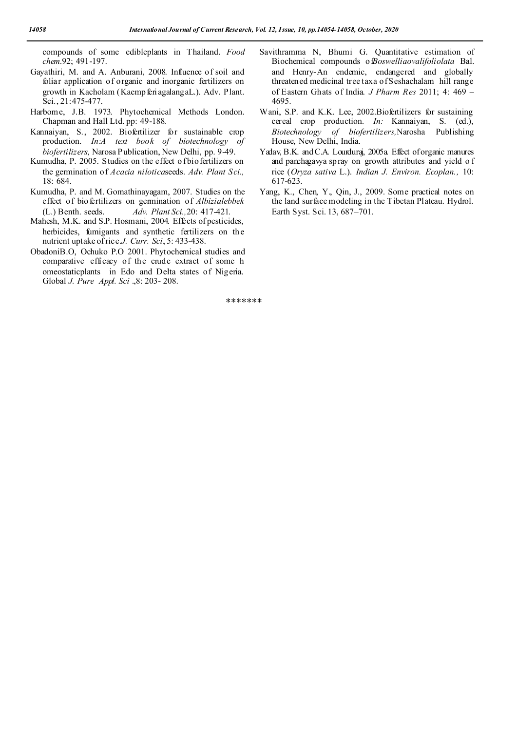compounds of some edibleplants in Thailand. *Food chem*.92; 491-197.

Gayathiri, M. and A. Anburani, 2008. Influence of soil and foliar application of organic and inorganic fertilizers on growth in Kacholam (Kaempferiagalanga L.). Adv. Plant. Sci., 21:475-477.

Harborne, J.B. 1973. Phytochemical Methods London. Chapman and Hall Ltd. pp: 49-188.

Kannaiyan, S., 2002. Biofertilizer for sustainable crop production. *In:A text book of biotechnology of biofertilizers,* Narosa Publication, New Delhi, pp. 9-49.

Kumudha, P. 2005. Studies on the effect of biofertilizers on the germination of *Acacia nilotica*seeds. *Adv. Plant Sci.,* 18: 684.

Kumudha, P. and M. Gomathinayagam, 2007. Studies on the effect of biofertilizers on germination of *Albizialebbek* (L.) Benth. seeds. *Adv. Plant Sci.,*20: 417-421.

Mahesh, M.K. and S.P. Hosmani, 2004. Effects of pesticides, herbicides, fumigants and synthetic fertilizers on the nutrient uptake of rice.*J. Curr. Sci.,* 5: 433-438.

ObadoniB.O, Ochuko P.O 2001. Phytochemical studies and comparative efficacy of the crude extract of some h omeostaticplants in Edo and Delta states of Nigeria. Global *J. Pure Appl. Sci* .,8: 203- 208.

Savithramma N, Bhumi G. Quantitative estimation of Biochemical compounds of*Boswelliaovalifoliolata* Bal. and Henry-An endemic, endangered and globally threatened medicinal tree taxa of Seshachalam hill range of Eastern Ghats of India. *J Pharm Res* 2011; 4: 469 – 4695.

Wani, S.P. and K.K. Lee, 2002.Biofertilizers for sustaining cereal crop production. *In:* Kannaiyan, S. (ed.), *Biotechnology of biofertilizers,*Narosha Publishing House, New Delhi, India.

Yadav, B.K. and C.A. Lourduraj, 2005a. Effect of organic manures and panchagavya spray on growth attributes and yield of rice (*Oryza sativa* L.). *Indian J. Environ. Ecoplan.,* 10: 617-623.

Yang, K., Chen, Y., Qin, J., 2009. Some practical notes on the land surface modeling in the Tibetan Plateau. Hydrol. Earth Syst. Sci. 13, 687–701.

*******